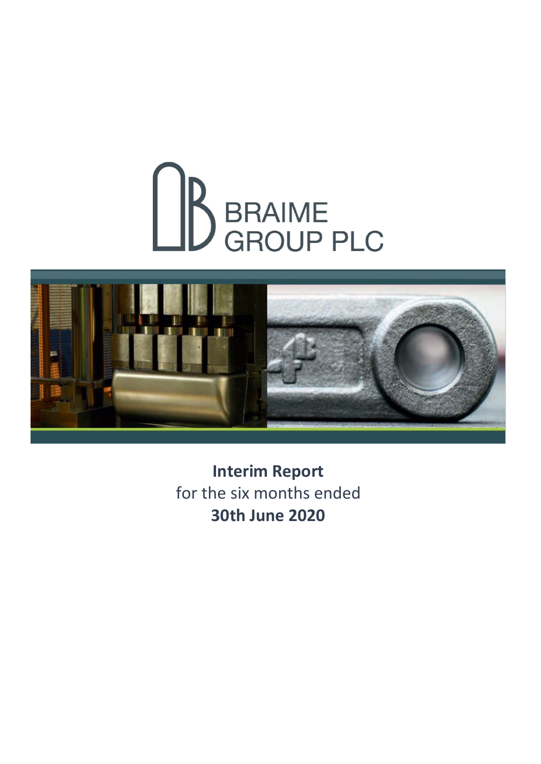# BRAIME GROUP PLC

**Interim Report**
for the six months ended
**30th June 2020**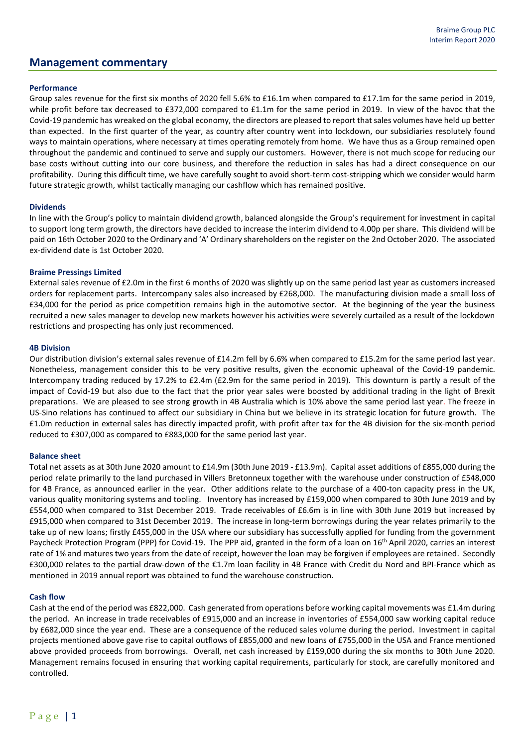## Management commentary

### Performance

Group sales revenue for the first six months of 2020 fell 5.6% to £16.1m when compared to £17.1m for the same period in 2019, while profit before tax decreased to £372,000 compared to £1.1m for the same period in 2019. In view of the havoc that the Covid-19 pandemic has wreaked on the global economy, the directors are pleased to report that sales volumes have held up better than expected. In the first quarter of the year, as country after country went into lockdown, our subsidiaries resolutely found ways to maintain operations, where necessary at times operating remotely from home. We have thus as a Group remained open throughout the pandemic and continued to serve and supply our customers. However, there is not much scope for reducing our base costs without cutting into our core business, and therefore the reduction in sales has had a direct consequence on our profitability. During this difficult time, we have carefully sought to avoid short-term cost-stripping which we consider would harm future strategic growth, whilst tactically managing our cashflow which has remained positive.

### Dividends

In line with the Group's policy to maintain dividend growth, balanced alongside the Group's requirement for investment in capital to support long term growth, the directors have decided to increase the interim dividend to 4.00p per share. This dividend will be paid on 16th October 2020 to the Ordinary and 'A' Ordinary shareholders on the register on the 2nd October 2020. The associated ex-dividend date is 1st October 2020.

### Braime Pressings Limited

External sales revenue of £2.0m in the first 6 months of 2020 was slightly up on the same period last year as customers increased orders for replacement parts. Intercompany sales also increased by £268,000. The manufacturing division made a small loss of £34,000 for the period as price competition remains high in the automotive sector. At the beginning of the year the business recruited a new sales manager to develop new markets however his activities were severely curtailed as a result of the lockdown restrictions and prospecting has only just recommenced.

### 4B Division

Our distribution division's external sales revenue of £14.2m fell by 6.6% when compared to £15.2m for the same period last year. Nonetheless, management consider this to be very positive results, given the economic upheaval of the Covid-19 pandemic. Intercompany trading reduced by 17.2% to £2.4m (£2.9m for the same period in 2019). This downturn is partly a result of the impact of Covid-19 but also due to the fact that the prior year sales were boosted by additional trading in the light of Brexit preparations. We are pleased to see strong growth in 4B Australia which is 10% above the same period last year. The freeze in US-Sino relations has continued to affect our subsidiary in China but we believe in its strategic location for future growth. The £1.0m reduction in external sales has directly impacted profit, with profit after tax for the 4B division for the six-month period reduced to £307,000 as compared to £883,000 for the same period last year.

### Balance sheet

Total net assets as at 30th June 2020 amount to £14.9m (30th June 2019 - £13.9m). Capital asset additions of £855,000 during the period relate primarily to the land purchased in Villers Bretonneux together with the warehouse under construction of £548,000 for 4B France, as announced earlier in the year. Other additions relate to the purchase of a 400-ton capacity press in the UK, various quality monitoring systems and tooling. Inventory has increased by £159,000 when compared to 30th June 2019 and by £554,000 when compared to 31st December 2019. Trade receivables of £6.6m is in line with 30th June 2019 but increased by £915,000 when compared to 31st December 2019. The increase in long-term borrowings during the year relates primarily to the take up of new loans; firstly £455,000 in the USA where our subsidiary has successfully applied for funding from the government Paycheck Protection Program (PPP) for Covid-19. The PPP aid, granted in the form of a loan on 16th April 2020, carries an interest rate of 1% and matures two years from the date of receipt, however the loan may be forgiven if employees are retained. Secondly £300,000 relates to the partial draw-down of the €1.7m loan facility in 4B France with Credit du Nord and BPI-France which as mentioned in 2019 annual report was obtained to fund the warehouse construction.

### Cash flow

Cash at the end of the period was £822,000. Cash generated from operations before working capital movements was £1.4m during the period. An increase in trade receivables of £915,000 and an increase in inventories of £554,000 saw working capital reduce by £682,000 since the year end. These are a consequence of the reduced sales volume during the period. Investment in capital projects mentioned above gave rise to capital outflows of £855,000 and new loans of £755,000 in the USA and France mentioned above provided proceeds from borrowings. Overall, net cash increased by £159,000 during the six months to 30th June 2020. Management remains focused in ensuring that working capital requirements, particularly for stock, are carefully monitored and controlled.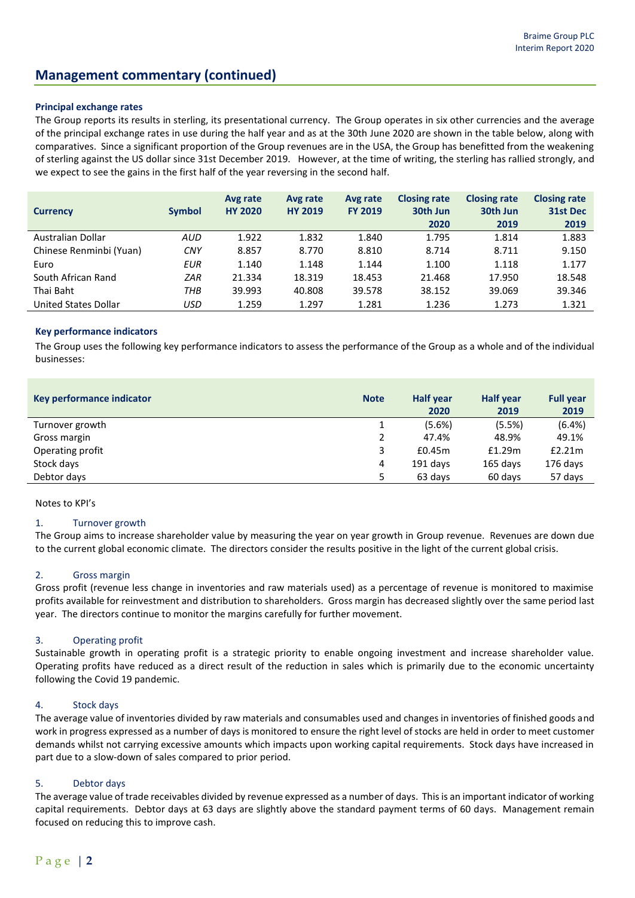## Management commentary (continued)

### Principal exchange rates

The Group reports its results in sterling, its presentational currency. The Group operates in six other currencies and the average of the principal exchange rates in use during the half year and as at the 30th June 2020 are shown in the table below, along with comparatives. Since a significant proportion of the Group revenues are in the USA, the Group has benefitted from the weakening of sterling against the US dollar since 31st December 2019. However, at the time of writing, the sterling has rallied strongly, and we expect to see the gains in the first half of the year reversing in the second half.

| Currency | Symbol | Avg rate HY 2020 | Avg rate HY 2019 | Avg rate FY 2019 | Closing rate 30th Jun 2020 | Closing rate 30th Jun 2019 | Closing rate 31st Dec 2019 |
|---|---|---|---|---|---|---|---|
| Australian Dollar | *AUD* | 1.922 | 1.832 | 1.840 | 1.795 | 1.814 | 1.883 |
| Chinese Renminbi (Yuan) | *CNY* | 8.857 | 8.770 | 8.810 | 8.714 | 8.711 | 9.150 |
| Euro | *EUR* | 1.140 | 1.148 | 1.144 | 1.100 | 1.118 | 1.177 |
| South African Rand | *ZAR* | 21.334 | 18.319 | 18.453 | 21.468 | 17.950 | 18.548 |
| Thai Baht | *THB* | 39.993 | 40.808 | 39.578 | 38.152 | 39.069 | 39.346 |
| United States Dollar | *USD* | 1.259 | 1.297 | 1.281 | 1.236 | 1.273 | 1.321 |

### Key performance indicators

The Group uses the following key performance indicators to assess the performance of the Group as a whole and of the individual businesses:

| Key performance indicator | Note | Half year 2020 | Half year 2019 | Full year 2019 |
|---|---|---|---|---|
| Turnover growth | 1 | (5.6%) | (5.5%) | (6.4%) |
| Gross margin | 2 | 47.4% | 48.9% | 49.1% |
| Operating profit | 3 | £0.45m | £1.29m | £2.21m |
| Stock days | 4 | 191 days | 165 days | 176 days |
| Debtor days | 5 | 63 days | 60 days | 57 days |

Notes to KPI's

1. Turnover growth

The Group aims to increase shareholder value by measuring the year on year growth in Group revenue. Revenues are down due to the current global economic climate. The directors consider the results positive in the light of the current global crisis.

2. Gross margin

Gross profit (revenue less change in inventories and raw materials used) as a percentage of revenue is monitored to maximise profits available for reinvestment and distribution to shareholders. Gross margin has decreased slightly over the same period last year. The directors continue to monitor the margins carefully for further movement.

3. Operating profit

Sustainable growth in operating profit is a strategic priority to enable ongoing investment and increase shareholder value. Operating profits have reduced as a direct result of the reduction in sales which is primarily due to the economic uncertainty following the Covid 19 pandemic.

4. Stock days

The average value of inventories divided by raw materials and consumables used and changes in inventories of finished goods and work in progress expressed as a number of days is monitored to ensure the right level of stocks are held in order to meet customer demands whilst not carrying excessive amounts which impacts upon working capital requirements. Stock days have increased in part due to a slow-down of sales compared to prior period.

5. Debtor days

The average value of trade receivables divided by revenue expressed as a number of days. This is an important indicator of working capital requirements. Debtor days at 63 days are slightly above the standard payment terms of 60 days. Management remain focused on reducing this to improve cash.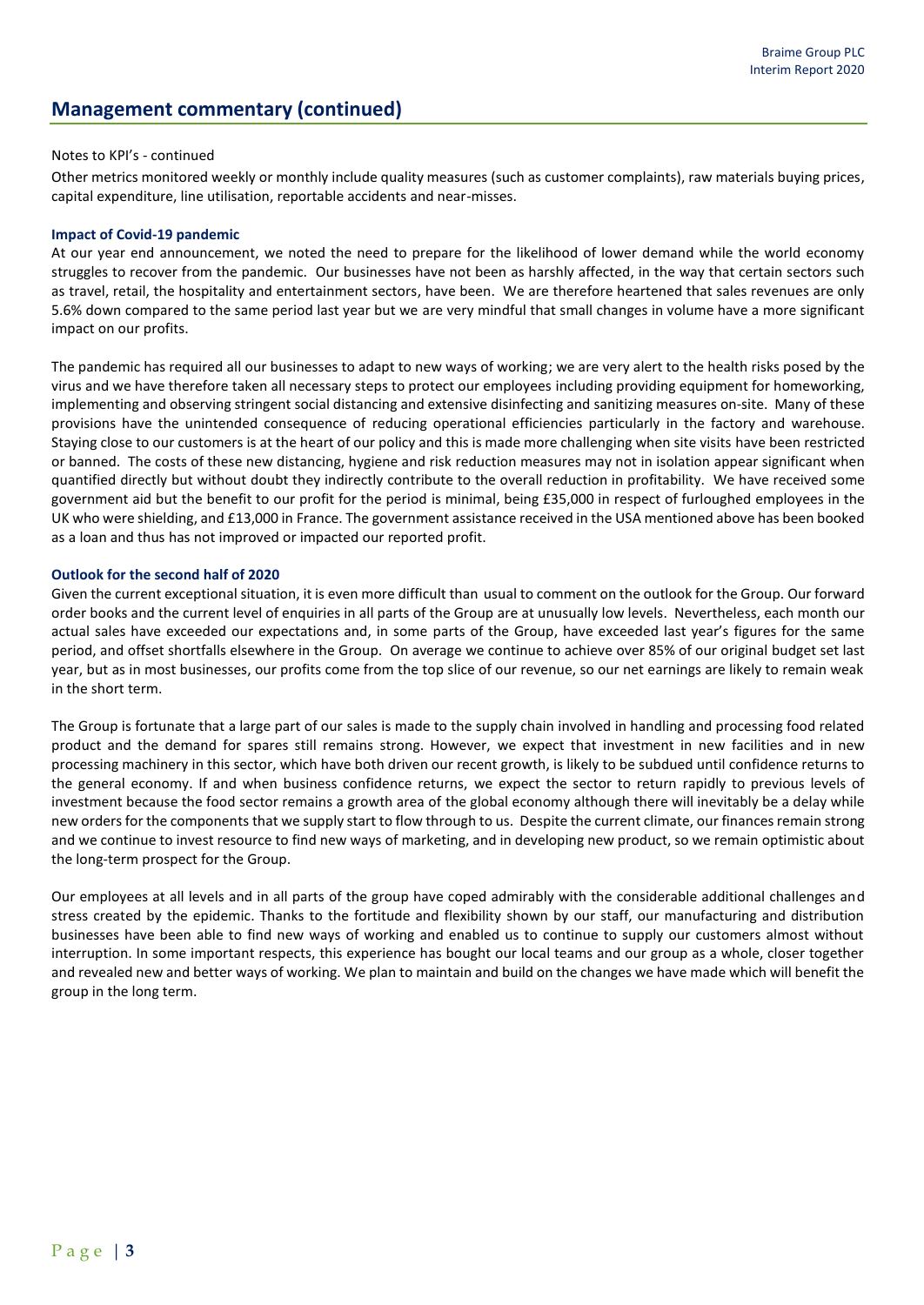## Management commentary (continued)

Notes to KPI's - continued

Other metrics monitored weekly or monthly include quality measures (such as customer complaints), raw materials buying prices, capital expenditure, line utilisation, reportable accidents and near-misses.

**Impact of Covid-19 pandemic**

At our year end announcement, we noted the need to prepare for the likelihood of lower demand while the world economy struggles to recover from the pandemic. Our businesses have not been as harshly affected, in the way that certain sectors such as travel, retail, the hospitality and entertainment sectors, have been. We are therefore heartened that sales revenues are only 5.6% down compared to the same period last year but we are very mindful that small changes in volume have a more significant impact on our profits.

The pandemic has required all our businesses to adapt to new ways of working; we are very alert to the health risks posed by the virus and we have therefore taken all necessary steps to protect our employees including providing equipment for homeworking, implementing and observing stringent social distancing and extensive disinfecting and sanitizing measures on-site. Many of these provisions have the unintended consequence of reducing operational efficiencies particularly in the factory and warehouse. Staying close to our customers is at the heart of our policy and this is made more challenging when site visits have been restricted or banned. The costs of these new distancing, hygiene and risk reduction measures may not in isolation appear significant when quantified directly but without doubt they indirectly contribute to the overall reduction in profitability. We have received some government aid but the benefit to our profit for the period is minimal, being £35,000 in respect of furloughed employees in the UK who were shielding, and £13,000 in France. The government assistance received in the USA mentioned above has been booked as a loan and thus has not improved or impacted our reported profit.

**Outlook for the second half of 2020**

Given the current exceptional situation, it is even more difficult than usual to comment on the outlook for the Group. Our forward order books and the current level of enquiries in all parts of the Group are at unusually low levels. Nevertheless, each month our actual sales have exceeded our expectations and, in some parts of the Group, have exceeded last year's figures for the same period, and offset shortfalls elsewhere in the Group. On average we continue to achieve over 85% of our original budget set last year, but as in most businesses, our profits come from the top slice of our revenue, so our net earnings are likely to remain weak in the short term.

The Group is fortunate that a large part of our sales is made to the supply chain involved in handling and processing food related product and the demand for spares still remains strong. However, we expect that investment in new facilities and in new processing machinery in this sector, which have both driven our recent growth, is likely to be subdued until confidence returns to the general economy. If and when business confidence returns, we expect the sector to return rapidly to previous levels of investment because the food sector remains a growth area of the global economy although there will inevitably be a delay while new orders for the components that we supply start to flow through to us. Despite the current climate, our finances remain strong and we continue to invest resource to find new ways of marketing, and in developing new product, so we remain optimistic about the long-term prospect for the Group.

Our employees at all levels and in all parts of the group have coped admirably with the considerable additional challenges and stress created by the epidemic. Thanks to the fortitude and flexibility shown by our staff, our manufacturing and distribution businesses have been able to find new ways of working and enabled us to continue to supply our customers almost without interruption. In some important respects, this experience has bought our local teams and our group as a whole, closer together and revealed new and better ways of working. We plan to maintain and build on the changes we have made which will benefit the group in the long term.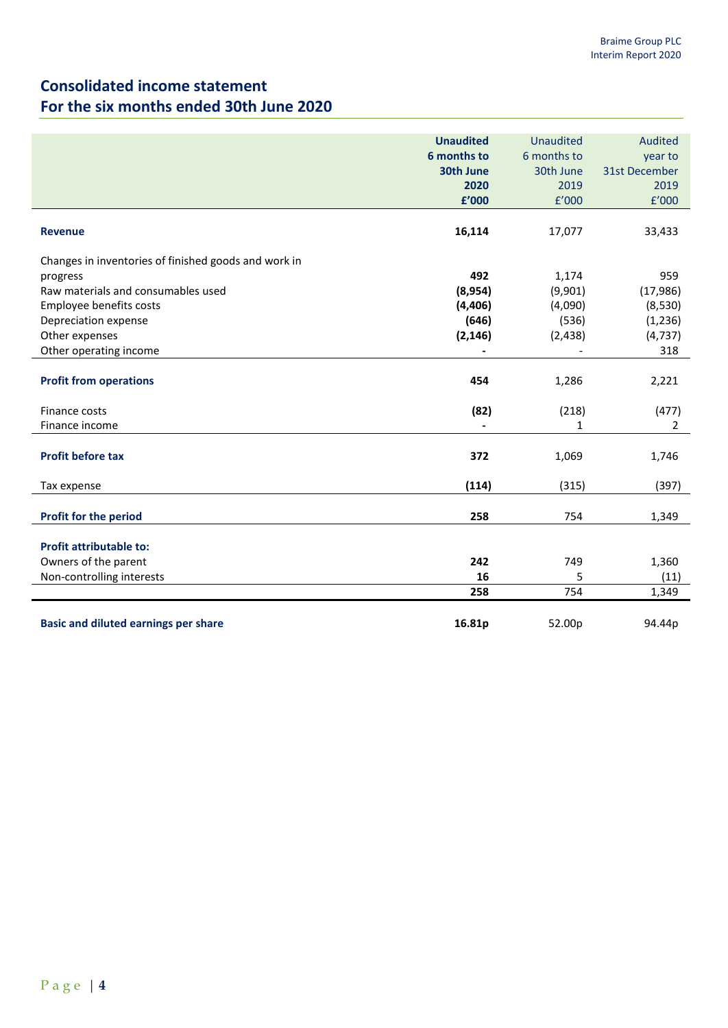# Consolidated income statement
## For the six months ended 30th June 2020

| | **Unaudited 6 months to 30th June 2020 £'000** | Unaudited 6 months to 30th June 2019 £'000 | Audited year to 31st December 2019 £'000 |
|---|---|---|---|
| **Revenue** | **16,114** | 17,077 | 33,433 |
| Changes in inventories of finished goods and work in progress | **492** | 1,174 | 959 |
| Raw materials and consumables used | **(8,954)** | (9,901) | (17,986) |
| Employee benefits costs | **(4,406)** | (4,090) | (8,530) |
| Depreciation expense | **(646)** | (536) | (1,236) |
| Other expenses | **(2,146)** | (2,438) | (4,737) |
| Other operating income | **-** | - | 318 |
| **Profit from operations** | **454** | 1,286 | 2,221 |
| Finance costs | **(82)** | (218) | (477) |
| Finance income | **-** | 1 | 2 |
| **Profit before tax** | **372** | 1,069 | 1,746 |
| Tax expense | **(114)** | (315) | (397) |
| **Profit for the period** | **258** | 754 | 1,349 |
| **Profit attributable to:** | | | |
| Owners of the parent | **242** | 749 | 1,360 |
| Non-controlling interests | **16** | 5 | (11) |
| | **258** | 754 | 1,349 |
| **Basic and diluted earnings per share** | **16.81p** | 52.00p | 94.44p |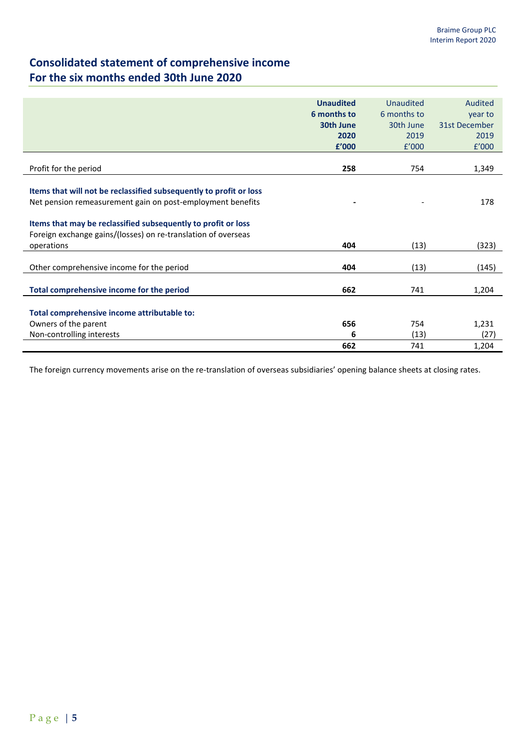## Consolidated statement of comprehensive income
## For the six months ended 30th June 2020

| | **Unaudited 6 months to 30th June 2020 £'000** | Unaudited 6 months to 30th June 2019 £'000 | Audited year to 31st December 2019 £'000 |
|---|---|---|---|
| Profit for the period | **258** | 754 | 1,349 |
| **Items that will not be reclassified subsequently to profit or loss** | | | |
| Net pension remeasurement gain on post-employment benefits | **-** | - | 178 |
| **Items that may be reclassified subsequently to profit or loss** | | | |
| Foreign exchange gains/(losses) on re-translation of overseas operations | **404** | (13) | (323) |
| Other comprehensive income for the period | **404** | (13) | (145) |
| **Total comprehensive income for the period** | **662** | 741 | 1,204 |
| **Total comprehensive income attributable to:** | | | |
| Owners of the parent | **656** | 754 | 1,231 |
| Non-controlling interests | **6** | (13) | (27) |
| | **662** | 741 | 1,204 |

The foreign currency movements arise on the re-translation of overseas subsidiaries' opening balance sheets at closing rates.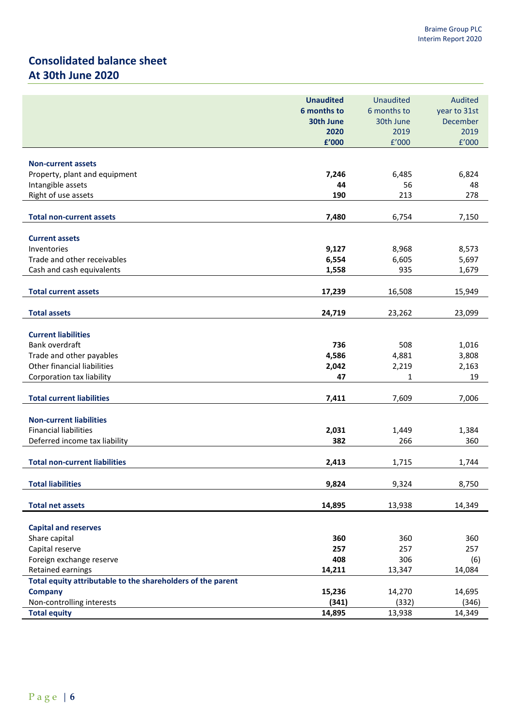# Consolidated balance sheet
## At 30th June 2020

| | **Unaudited 6 months to 30th June 2020 £'000** | Unaudited 6 months to 30th June 2019 £'000 | Audited year to 31st December 2019 £'000 |
|---|---|---|---|
| **Non-current assets** | | | |
| Property, plant and equipment | **7,246** | 6,485 | 6,824 |
| Intangible assets | **44** | 56 | 48 |
| Right of use assets | **190** | 213 | 278 |
| **Total non-current assets** | **7,480** | 6,754 | 7,150 |
| **Current assets** | | | |
| Inventories | **9,127** | 8,968 | 8,573 |
| Trade and other receivables | **6,554** | 6,605 | 5,697 |
| Cash and cash equivalents | **1,558** | 935 | 1,679 |
| **Total current assets** | **17,239** | 16,508 | 15,949 |
| **Total assets** | **24,719** | 23,262 | 23,099 |
| **Current liabilities** | | | |
| Bank overdraft | **736** | 508 | 1,016 |
| Trade and other payables | **4,586** | 4,881 | 3,808 |
| Other financial liabilities | **2,042** | 2,219 | 2,163 |
| Corporation tax liability | **47** | 1 | 19 |
| **Total current liabilities** | **7,411** | 7,609 | 7,006 |
| **Non-current liabilities** | | | |
| Financial liabilities | **2,031** | 1,449 | 1,384 |
| Deferred income tax liability | **382** | 266 | 360 |
| **Total non-current liabilities** | **2,413** | 1,715 | 1,744 |
| **Total liabilities** | **9,824** | 9,324 | 8,750 |
| **Total net assets** | **14,895** | 13,938 | 14,349 |
| **Capital and reserves** | | | |
| Share capital | **360** | 360 | 360 |
| Capital reserve | **257** | 257 | 257 |
| Foreign exchange reserve | **408** | 306 | (6) |
| Retained earnings | **14,211** | 13,347 | 14,084 |
| **Total equity attributable to the shareholders of the parent Company** | **15,236** | 14,270 | 14,695 |
| Non-controlling interests | **(341)** | (332) | (346) |
| **Total equity** | **14,895** | 13,938 | 14,349 |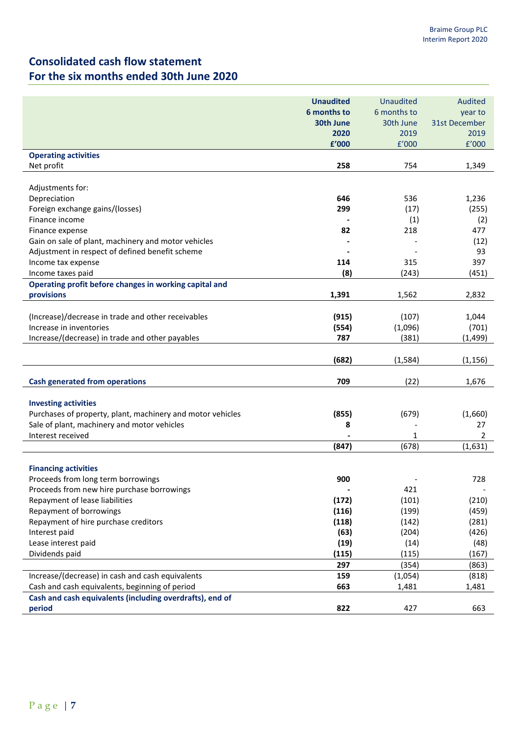# Consolidated cash flow statement
## For the six months ended 30th June 2020

| | **Unaudited 6 months to 30th June 2020 £'000** | Unaudited 6 months to 30th June 2019 £'000 | Audited year to 31st December 2019 £'000 |
|---|---|---|---|
| **Operating activities** | | | |
| Net profit | **258** | 754 | 1,349 |
| | | | |
| Adjustments for: | | | |
| Depreciation | **646** | 536 | 1,236 |
| Foreign exchange gains/(losses) | **299** | (17) | (255) |
| Finance income | **-** | (1) | (2) |
| Finance expense | **82** | 218 | 477 |
| Gain on sale of plant, machinery and motor vehicles | **-** | - | (12) |
| Adjustment in respect of defined benefit scheme | **-** | - | 93 |
| Income tax expense | **114** | 315 | 397 |
| Income taxes paid | **(8)** | (243) | (451) |
| **Operating profit before changes in working capital and provisions** | **1,391** | 1,562 | 2,832 |
| | | | |
| (Increase)/decrease in trade and other receivables | **(915)** | (107) | 1,044 |
| Increase in inventories | **(554)** | (1,096) | (701) |
| Increase/(decrease) in trade and other payables | **787** | (381) | (1,499) |
| | | | |
| | **(682)** | (1,584) | (1,156) |
| | | | |
| **Cash generated from operations** | **709** | (22) | 1,676 |
| | | | |
| **Investing activities** | | | |
| Purchases of property, plant, machinery and motor vehicles | **(855)** | (679) | (1,660) |
| Sale of plant, machinery and motor vehicles | **8** | - | 27 |
| Interest received | **-** | 1 | 2 |
| | **(847)** | (678) | (1,631) |
| | | | |
| **Financing activities** | | | |
| Proceeds from long term borrowings | **900** | - | 728 |
| Proceeds from new hire purchase borrowings | **-** | 421 | - |
| Repayment of lease liabilities | **(172)** | (101) | (210) |
| Repayment of borrowings | **(116)** | (199) | (459) |
| Repayment of hire purchase creditors | **(118)** | (142) | (281) |
| Interest paid | **(63)** | (204) | (426) |
| Lease interest paid | **(19)** | (14) | (48) |
| Dividends paid | **(115)** | (115) | (167) |
| | **297** | (354) | (863) |
| Increase/(decrease) in cash and cash equivalents | **159** | (1,054) | (818) |
| Cash and cash equivalents, beginning of period | **663** | 1,481 | 1,481 |
| **Cash and cash equivalents (including overdrafts), end of period** | **822** | 427 | 663 |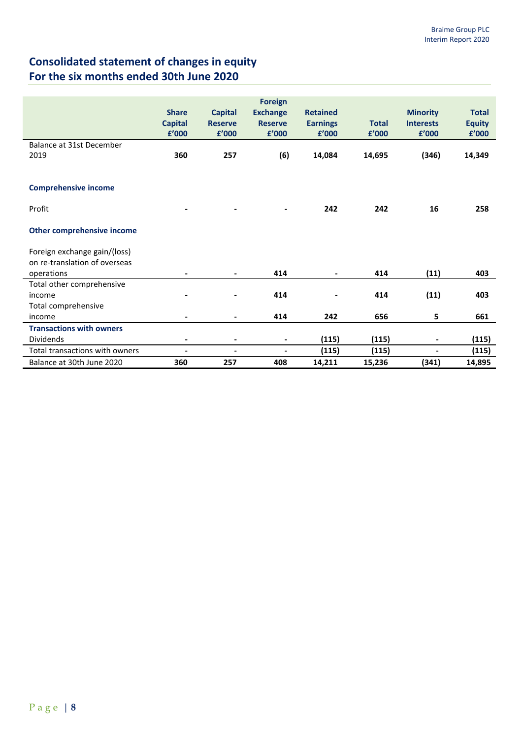## Consolidated statement of changes in equity
## For the six months ended 30th June 2020

| | Share Capital £'000 | Capital Reserve £'000 | Foreign Exchange Reserve £'000 | Retained Earnings £'000 | Total £'000 | Minority Interests £'000 | Total Equity £'000 |
|---|---|---|---|---|---|---|---|
| Balance at 31st December 2019 | **360** | **257** | **(6)** | **14,084** | **14,695** | **(346)** | **14,349** |
| **Comprehensive income** | | | | | | | |
| Profit | **-** | **-** | **-** | **242** | **242** | **16** | **258** |
| **Other comprehensive income** | | | | | | | |
| Foreign exchange gain/(loss) on re-translation of overseas operations | **-** | **-** | **414** | **-** | **414** | **(11)** | **403** |
| Total other comprehensive income | **-** | **-** | **414** | **-** | **414** | **(11)** | **403** |
| Total comprehensive income | **-** | **-** | **414** | **242** | **656** | **5** | **661** |
| **Transactions with owners** | | | | | | | |
| Dividends | **-** | **-** | **-** | **(115)** | **(115)** | **-** | **(115)** |
| Total transactions with owners | **-** | **-** | **-** | **(115)** | **(115)** | **-** | **(115)** |
| Balance at 30th June 2020 | **360** | **257** | **408** | **14,211** | **15,236** | **(341)** | **14,895** |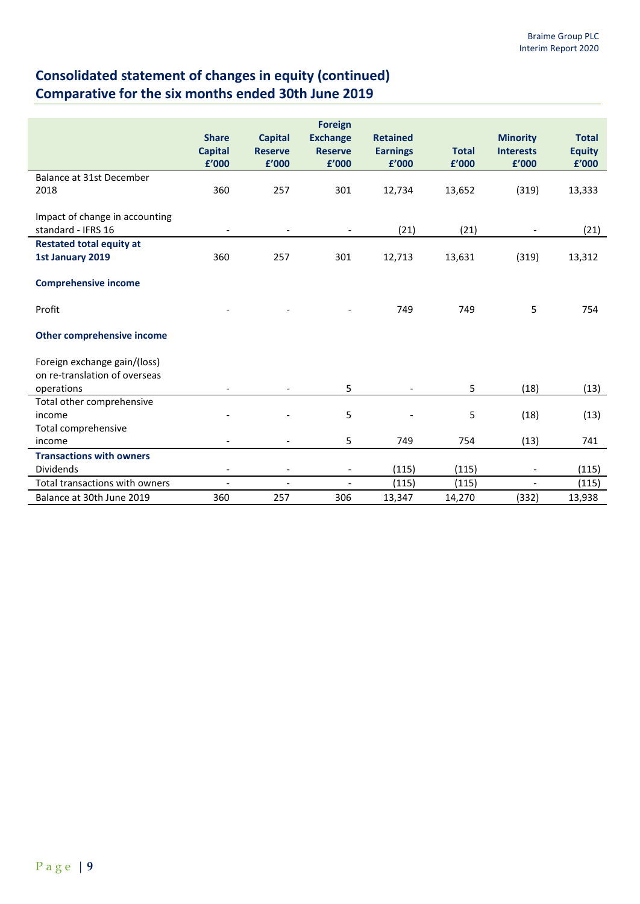## Consolidated statement of changes in equity (continued)
## Comparative for the six months ended 30th June 2019

| | Share Capital £'000 | Capital Reserve £'000 | Foreign Exchange Reserve £'000 | Retained Earnings £'000 | Total £'000 | Minority Interests £'000 | Total Equity £'000 |
|---|---|---|---|---|---|---|---|
| Balance at 31st December 2018 | 360 | 257 | 301 | 12,734 | 13,652 | (319) | 13,333 |
| Impact of change in accounting standard - IFRS 16 | - | - | - | (21) | (21) | - | (21) |
| **Restated total equity at 1st January 2019** | 360 | 257 | 301 | 12,713 | 13,631 | (319) | 13,312 |
| **Comprehensive income** | | | | | | | |
| Profit | - | - | - | 749 | 749 | 5 | 754 |
| **Other comprehensive income** | | | | | | | |
| Foreign exchange gain/(loss) on re-translation of overseas operations | - | - | 5 | - | 5 | (18) | (13) |
| Total other comprehensive income | - | - | 5 | - | 5 | (18) | (13) |
| Total comprehensive income | - | - | 5 | 749 | 754 | (13) | 741 |
| **Transactions with owners** | | | | | | | |
| Dividends | - | - | - | (115) | (115) | - | (115) |
| Total transactions with owners | - | - | - | (115) | (115) | - | (115) |
| Balance at 30th June 2019 | 360 | 257 | 306 | 13,347 | 14,270 | (332) | 13,938 |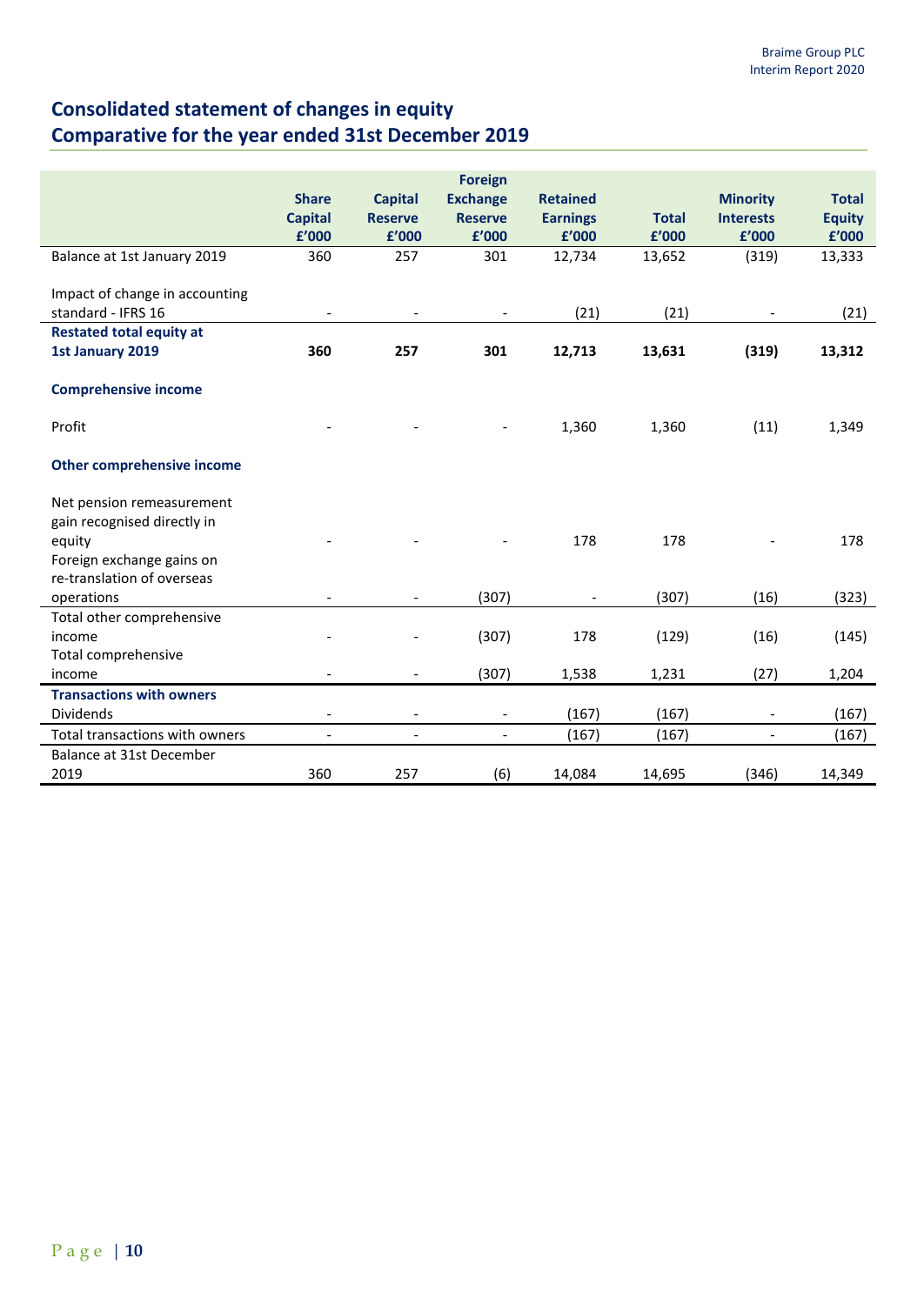# Consolidated statement of changes in equity
# Comparative for the year ended 31st December 2019

| | Share Capital £'000 | Capital Reserve £'000 | Foreign Exchange Reserve £'000 | Retained Earnings £'000 | Total £'000 | Minority Interests £'000 | Total Equity £'000 |
|---|---|---|---|---|---|---|---|
| Balance at 1st January 2019 | 360 | 257 | 301 | 12,734 | 13,652 | (319) | 13,333 |
| Impact of change in accounting standard - IFRS 16 | - | - | - | (21) | (21) | - | (21) |
| **Restated total equity at 1st January 2019** | **360** | **257** | **301** | **12,713** | **13,631** | **(319)** | **13,312** |
| **Comprehensive income** | | | | | | | |
| Profit | - | - | - | 1,360 | 1,360 | (11) | 1,349 |
| **Other comprehensive income** | | | | | | | |
| Net pension remeasurement gain recognised directly in equity | - | - | - | 178 | 178 | - | 178 |
| Foreign exchange gains on re-translation of overseas operations | - | - | (307) | - | (307) | (16) | (323) |
| Total other comprehensive income | - | - | (307) | 178 | (129) | (16) | (145) |
| Total comprehensive income | - | - | (307) | 1,538 | 1,231 | (27) | 1,204 |
| **Transactions with owners** | | | | | | | |
| Dividends | - | - | - | (167) | (167) | - | (167) |
| Total transactions with owners | - | - | - | (167) | (167) | - | (167) |
| Balance at 31st December 2019 | 360 | 257 | (6) | 14,084 | 14,695 | (346) | 14,349 |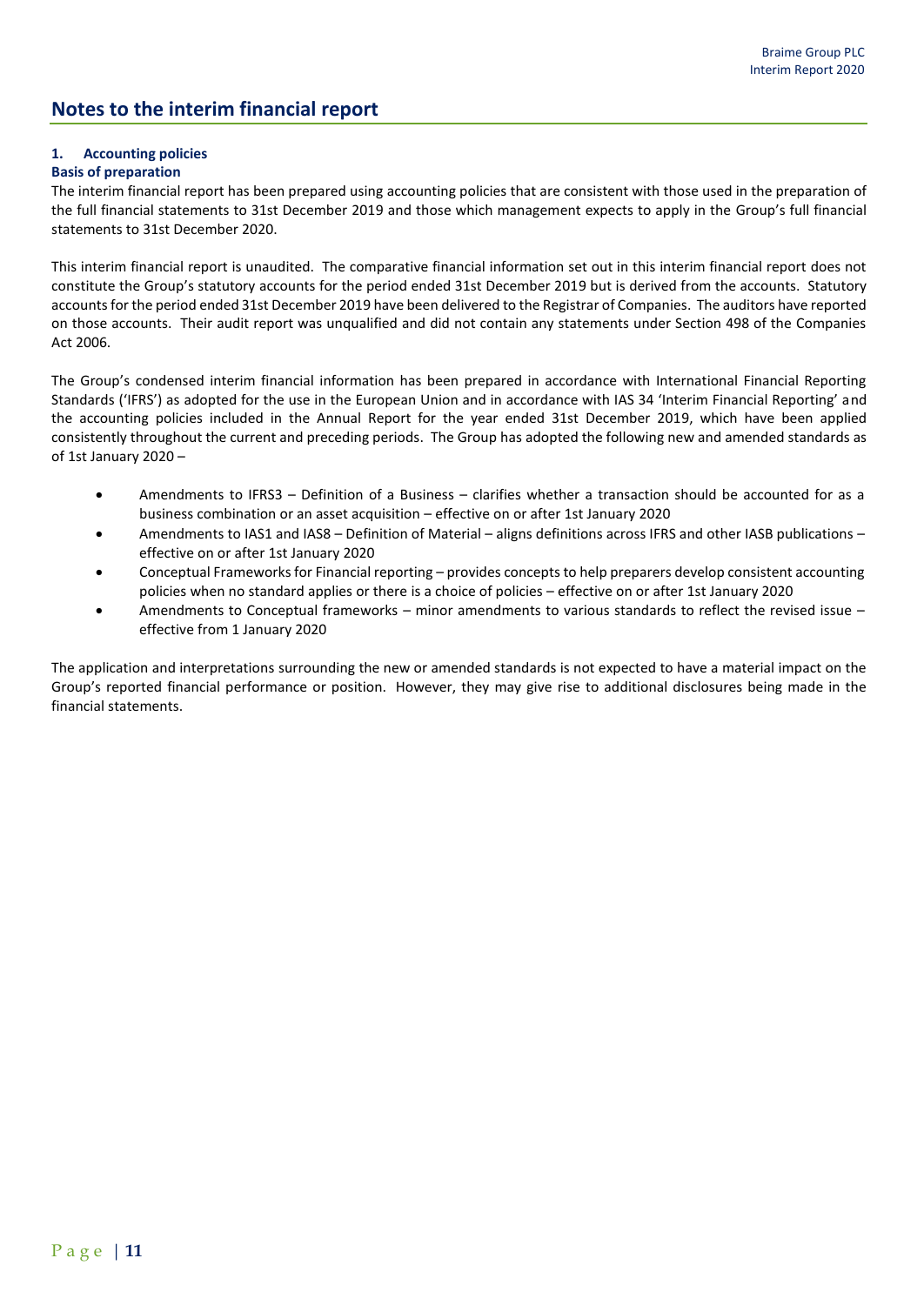# Notes to the interim financial report

### 1. Accounting policies

**Basis of preparation**

The interim financial report has been prepared using accounting policies that are consistent with those used in the preparation of the full financial statements to 31st December 2019 and those which management expects to apply in the Group's full financial statements to 31st December 2020.

This interim financial report is unaudited. The comparative financial information set out in this interim financial report does not constitute the Group's statutory accounts for the period ended 31st December 2019 but is derived from the accounts. Statutory accounts for the period ended 31st December 2019 have been delivered to the Registrar of Companies. The auditors have reported on those accounts. Their audit report was unqualified and did not contain any statements under Section 498 of the Companies Act 2006.

The Group's condensed interim financial information has been prepared in accordance with International Financial Reporting Standards ('IFRS') as adopted for the use in the European Union and in accordance with IAS 34 'Interim Financial Reporting' and the accounting policies included in the Annual Report for the year ended 31st December 2019, which have been applied consistently throughout the current and preceding periods. The Group has adopted the following new and amended standards as of 1st January 2020 –

- Amendments to IFRS3 – Definition of a Business – clarifies whether a transaction should be accounted for as a business combination or an asset acquisition – effective on or after 1st January 2020
- Amendments to IAS1 and IAS8 – Definition of Material – aligns definitions across IFRS and other IASB publications – effective on or after 1st January 2020
- Conceptual Frameworks for Financial reporting – provides concepts to help preparers develop consistent accounting policies when no standard applies or there is a choice of policies – effective on or after 1st January 2020
- Amendments to Conceptual frameworks – minor amendments to various standards to reflect the revised issue – effective from 1 January 2020

The application and interpretations surrounding the new or amended standards is not expected to have a material impact on the Group's reported financial performance or position. However, they may give rise to additional disclosures being made in the financial statements.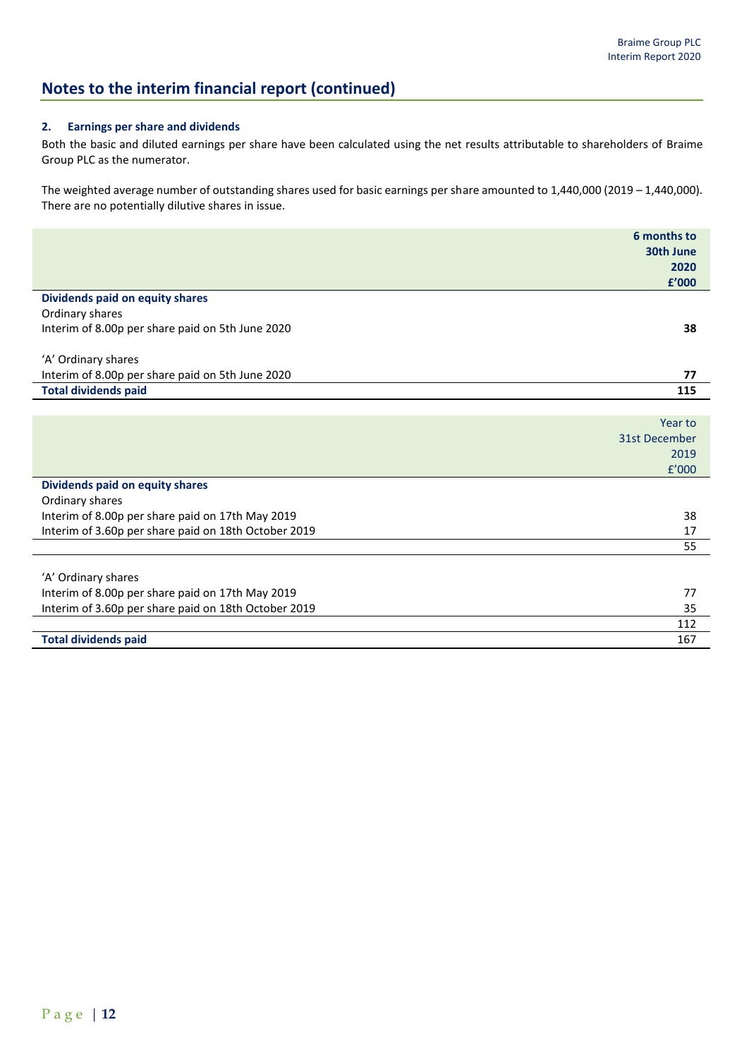## Notes to the interim financial report (continued)

### 2. Earnings per share and dividends

Both the basic and diluted earnings per share have been calculated using the net results attributable to shareholders of Braime Group PLC as the numerator.

The weighted average number of outstanding shares used for basic earnings per share amounted to 1,440,000 (2019 – 1,440,000). There are no potentially dilutive shares in issue.

| | **6 months to 30th June 2020 £'000** |
|---|---|
| **Dividends paid on equity shares** | |
| Ordinary shares | |
| Interim of 8.00p per share paid on 5th June 2020 | **38** |
| | |
| 'A' Ordinary shares | |
| Interim of 8.00p per share paid on 5th June 2020 | **77** |
| **Total dividends paid** | **115** |

| | Year to 31st December 2019 £'000 |
|---|---|
| **Dividends paid on equity shares** | |
| Ordinary shares | |
| Interim of 8.00p per share paid on 17th May 2019 | 38 |
| Interim of 3.60p per share paid on 18th October 2019 | 17 |
| | 55 |
| | |
| 'A' Ordinary shares | |
| Interim of 8.00p per share paid on 17th May 2019 | 77 |
| Interim of 3.60p per share paid on 18th October 2019 | 35 |
| | 112 |
| **Total dividends paid** | 167 |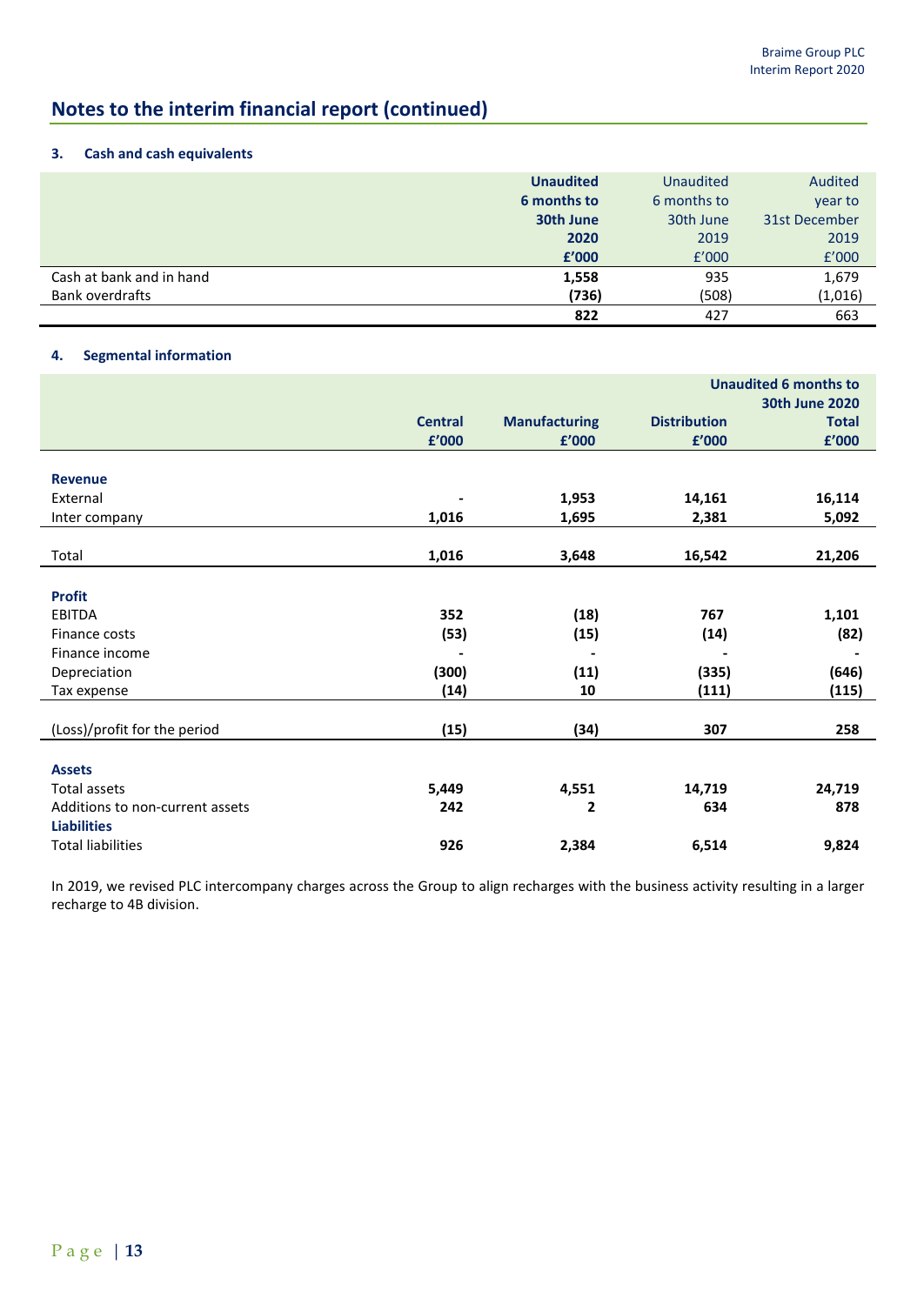# Notes to the interim financial report (continued)

### 3. Cash and cash equivalents

| | **Unaudited 6 months to 30th June 2020 £'000** | Unaudited 6 months to 30th June 2019 £'000 | Audited year to 31st December 2019 £'000 |
|---|---|---|---|
| Cash at bank and in hand | **1,558** | 935 | 1,679 |
| Bank overdrafts | **(736)** | (508) | (1,016) |
| | **822** | 427 | 663 |

### 4. Segmental information

| | | | | **Unaudited 6 months to 30th June 2020** |
|---|---|---|---|---|
| | **Central £'000** | **Manufacturing £'000** | **Distribution £'000** | **Total £'000** |
| **Revenue** | | | | |
| External | **-** | **1,953** | **14,161** | **16,114** |
| Inter company | **1,016** | **1,695** | **2,381** | **5,092** |
| Total | **1,016** | **3,648** | **16,542** | **21,206** |
| **Profit** | | | | |
| EBITDA | **352** | **(18)** | **767** | **1,101** |
| Finance costs | **(53)** | **(15)** | **(14)** | **(82)** |
| Finance income | **-** | **-** | **-** | **-** |
| Depreciation | **(300)** | **(11)** | **(335)** | **(646)** |
| Tax expense | **(14)** | **10** | **(111)** | **(115)** |
| (Loss)/profit for the period | **(15)** | **(34)** | **307** | **258** |
| **Assets** | | | | |
| Total assets | **5,449** | **4,551** | **14,719** | **24,719** |
| Additions to non-current assets | **242** | **2** | **634** | **878** |
| **Liabilities** | | | | |
| Total liabilities | **926** | **2,384** | **6,514** | **9,824** |

In 2019, we revised PLC intercompany charges across the Group to align recharges with the business activity resulting in a larger recharge to 4B division.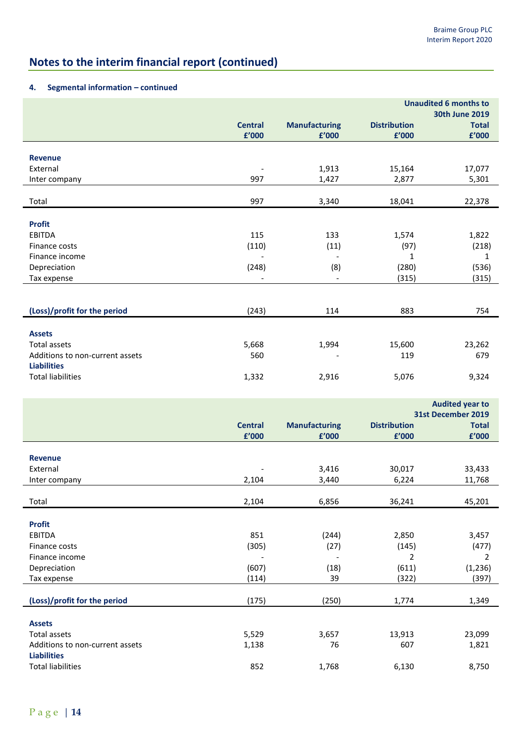## Notes to the interim financial report (continued)

### 4. Segmental information – continued

| | Central | Manufacturing | Distribution | Unaudited 6 months to 30th June 2019 Total |
|---|---|---|---|---|
| | £'000 | £'000 | £'000 | £'000 |
| **Revenue** | | | | |
| External | - | 1,913 | 15,164 | 17,077 |
| Inter company | 997 | 1,427 | 2,877 | 5,301 |
| Total | 997 | 3,340 | 18,041 | 22,378 |
| **Profit** | | | | |
| EBITDA | 115 | 133 | 1,574 | 1,822 |
| Finance costs | (110) | (11) | (97) | (218) |
| Finance income | - | - | 1 | 1 |
| Depreciation | (248) | (8) | (280) | (536) |
| Tax expense | - | - | (315) | (315) |
| **(Loss)/profit for the period** | (243) | 114 | 883 | 754 |
| **Assets** | | | | |
| Total assets | 5,668 | 1,994 | 15,600 | 23,262 |
| Additions to non-current assets | 560 | - | 119 | 679 |
| **Liabilities** | | | | |
| Total liabilities | 1,332 | 2,916 | 5,076 | 9,324 |

| | Central | Manufacturing | Distribution | Audited year to 31st December 2019 Total |
|---|---|---|---|---|
| | £'000 | £'000 | £'000 | £'000 |
| **Revenue** | | | | |
| External | - | 3,416 | 30,017 | 33,433 |
| Inter company | 2,104 | 3,440 | 6,224 | 11,768 |
| Total | 2,104 | 6,856 | 36,241 | 45,201 |
| **Profit** | | | | |
| EBITDA | 851 | (244) | 2,850 | 3,457 |
| Finance costs | (305) | (27) | (145) | (477) |
| Finance income | - | - | 2 | 2 |
| Depreciation | (607) | (18) | (611) | (1,236) |
| Tax expense | (114) | 39 | (322) | (397) |
| **(Loss)/profit for the period** | (175) | (250) | 1,774 | 1,349 |
| **Assets** | | | | |
| Total assets | 5,529 | 3,657 | 13,913 | 23,099 |
| Additions to non-current assets | 1,138 | 76 | 607 | 1,821 |
| **Liabilities** | | | | |
| Total liabilities | 852 | 1,768 | 6,130 | 8,750 |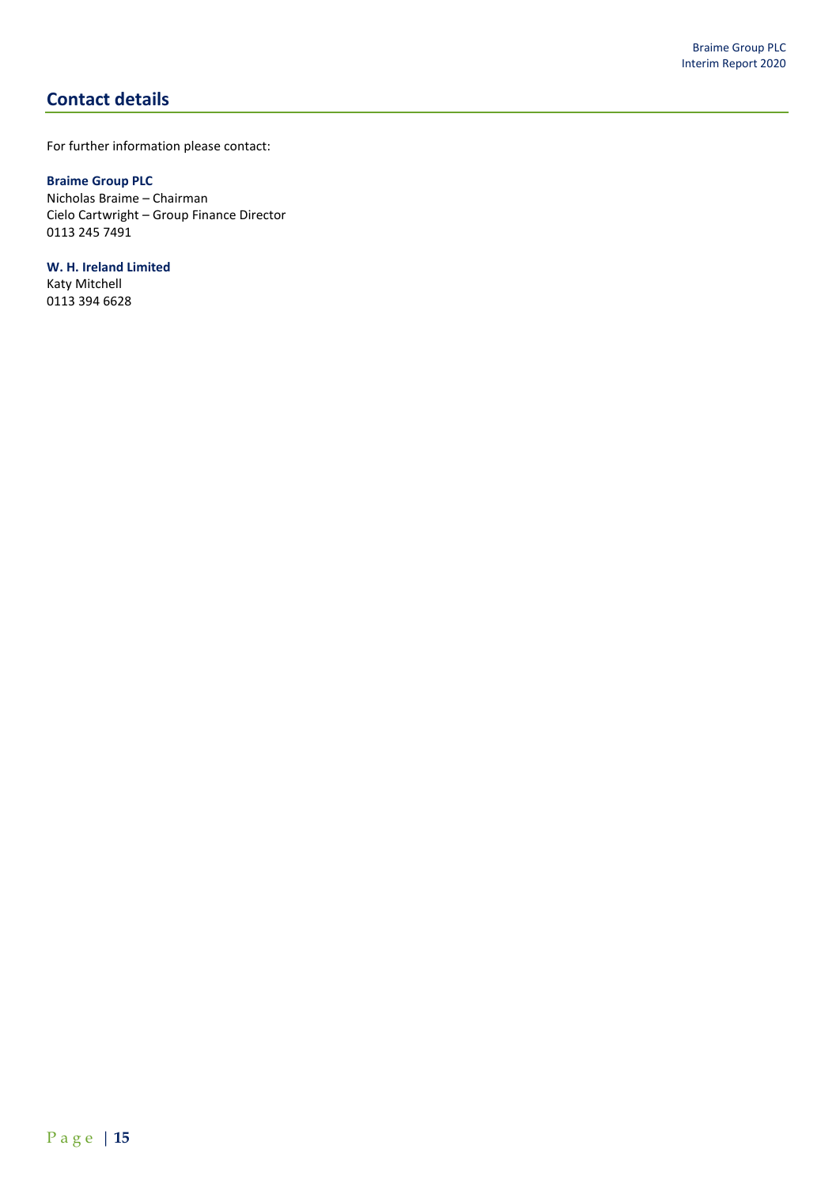## Contact details

For further information please contact:

**Braime Group PLC**
Nicholas Braime – Chairman
Cielo Cartwright – Group Finance Director
0113 245 7491

**W. H. Ireland Limited**
Katy Mitchell
0113 394 6628